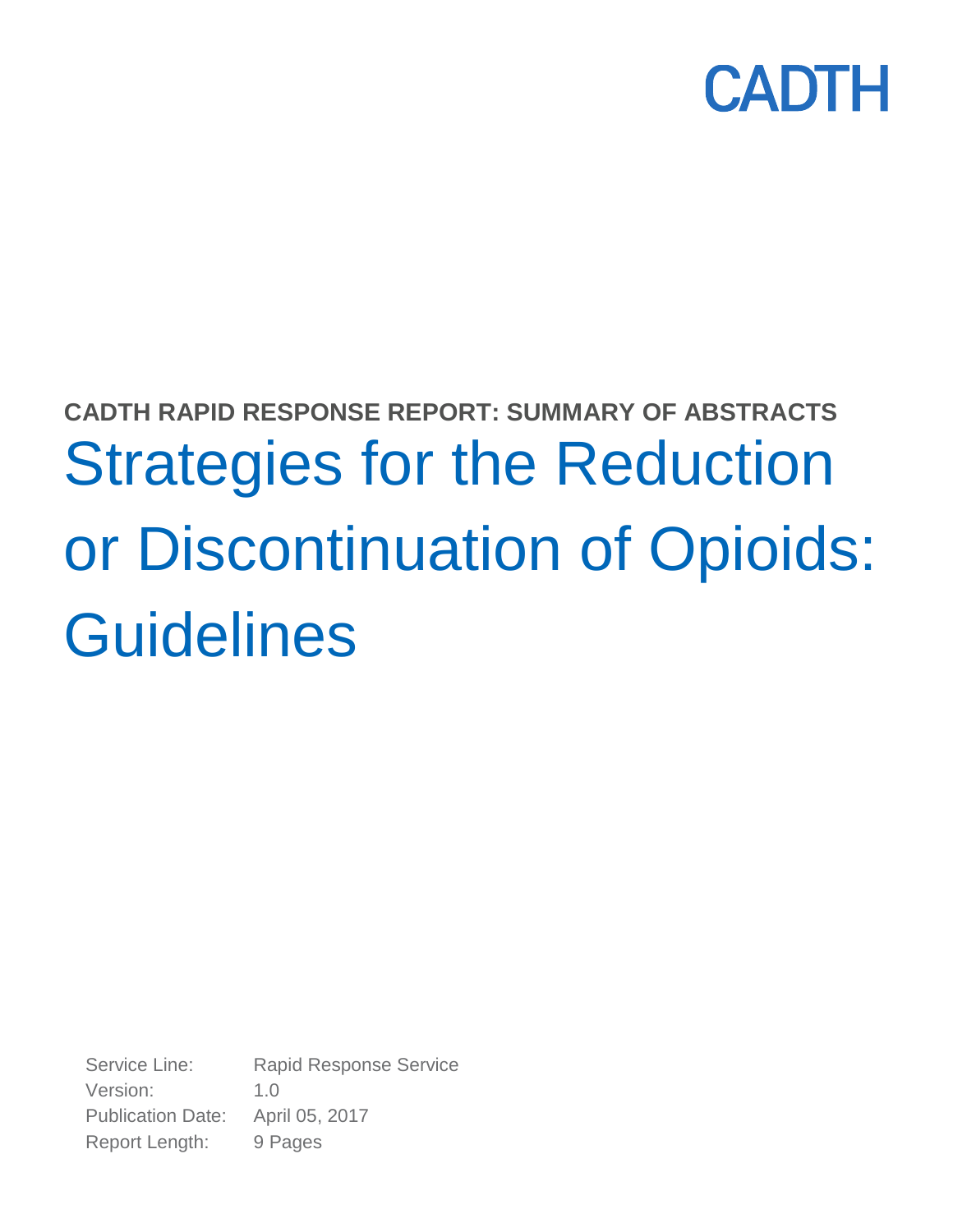CADTH

**CADTH RAPID RESPONSE REPORT: SUMMARY OF ABSTRACTS**

# Strategies for the Reduction or Discontinuation of Opioids: Guidelines

Service Line: Rapid Response Service
Version: 1.0
Publication Date: April 05, 2017
Report Length: 9 Pages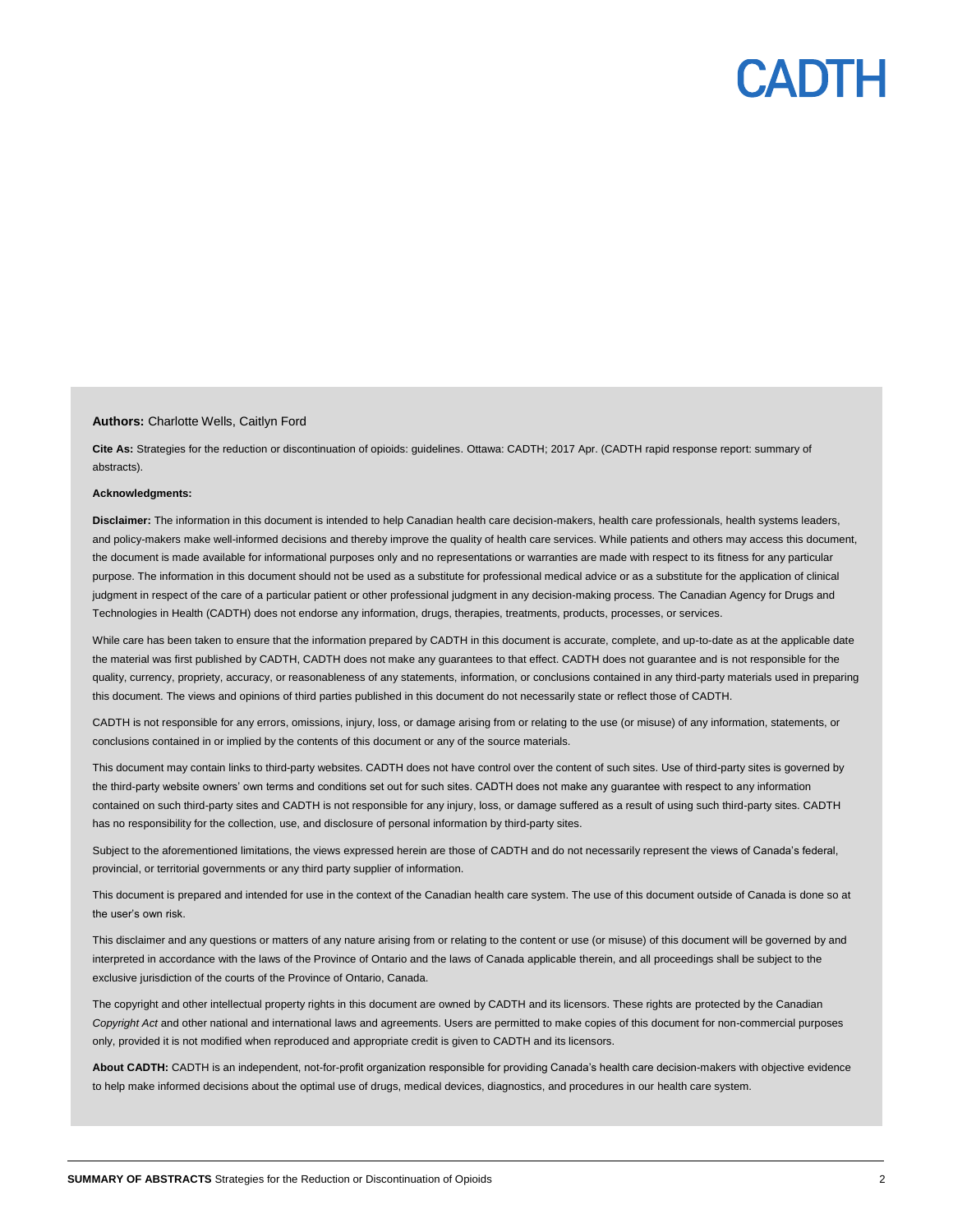**Authors:** Charlotte Wells, Caitlyn Ford

**Cite As:** Strategies for the reduction or discontinuation of opioids: guidelines. Ottawa: CADTH; 2017 Apr. (CADTH rapid response report: summary of abstracts).

**Acknowledgments:**

**Disclaimer:** The information in this document is intended to help Canadian health care decision-makers, health care professionals, health systems leaders, and policy-makers make well-informed decisions and thereby improve the quality of health care services. While patients and others may access this document, the document is made available for informational purposes only and no representations or warranties are made with respect to its fitness for any particular purpose. The information in this document should not be used as a substitute for professional medical advice or as a substitute for the application of clinical judgment in respect of the care of a particular patient or other professional judgment in any decision-making process. The Canadian Agency for Drugs and Technologies in Health (CADTH) does not endorse any information, drugs, therapies, treatments, products, processes, or services.

While care has been taken to ensure that the information prepared by CADTH in this document is accurate, complete, and up-to-date as at the applicable date the material was first published by CADTH, CADTH does not make any guarantees to that effect. CADTH does not guarantee and is not responsible for the quality, currency, propriety, accuracy, or reasonableness of any statements, information, or conclusions contained in any third-party materials used in preparing this document. The views and opinions of third parties published in this document do not necessarily state or reflect those of CADTH.

CADTH is not responsible for any errors, omissions, injury, loss, or damage arising from or relating to the use (or misuse) of any information, statements, or conclusions contained in or implied by the contents of this document or any of the source materials.

This document may contain links to third-party websites. CADTH does not have control over the content of such sites. Use of third-party sites is governed by the third-party website owners' own terms and conditions set out for such sites. CADTH does not make any guarantee with respect to any information contained on such third-party sites and CADTH is not responsible for any injury, loss, or damage suffered as a result of using such third-party sites. CADTH has no responsibility for the collection, use, and disclosure of personal information by third-party sites.

Subject to the aforementioned limitations, the views expressed herein are those of CADTH and do not necessarily represent the views of Canada's federal, provincial, or territorial governments or any third party supplier of information.

This document is prepared and intended for use in the context of the Canadian health care system. The use of this document outside of Canada is done so at the user's own risk.

This disclaimer and any questions or matters of any nature arising from or relating to the content or use (or misuse) of this document will be governed by and interpreted in accordance with the laws of the Province of Ontario and the laws of Canada applicable therein, and all proceedings shall be subject to the exclusive jurisdiction of the courts of the Province of Ontario, Canada.

The copyright and other intellectual property rights in this document are owned by CADTH and its licensors. These rights are protected by the Canadian *Copyright Act* and other national and international laws and agreements. Users are permitted to make copies of this document for non-commercial purposes only, provided it is not modified when reproduced and appropriate credit is given to CADTH and its licensors.

**About CADTH:** CADTH is an independent, not-for-profit organization responsible for providing Canada's health care decision-makers with objective evidence to help make informed decisions about the optimal use of drugs, medical devices, diagnostics, and procedures in our health care system.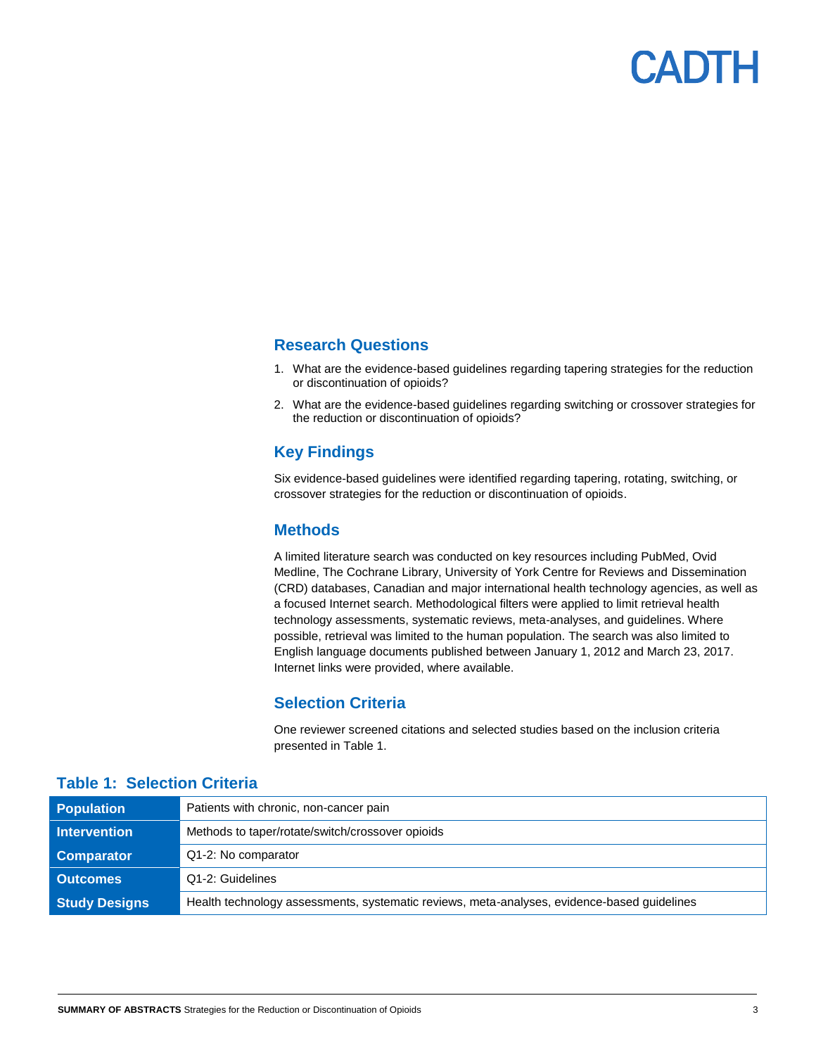## Research Questions

1. What are the evidence-based guidelines regarding tapering strategies for the reduction or discontinuation of opioids?
2. What are the evidence-based guidelines regarding switching or crossover strategies for the reduction or discontinuation of opioids?

## Key Findings

Six evidence-based guidelines were identified regarding tapering, rotating, switching, or crossover strategies for the reduction or discontinuation of opioids.

## Methods

A limited literature search was conducted on key resources including PubMed, Ovid Medline, The Cochrane Library, University of York Centre for Reviews and Dissemination (CRD) databases, Canadian and major international health technology agencies, as well as a focused Internet search. Methodological filters were applied to limit retrieval health technology assessments, systematic reviews, meta-analyses, and guidelines. Where possible, retrieval was limited to the human population. The search was also limited to English language documents published between January 1, 2012 and March 23, 2017. Internet links were provided, where available.

## Selection Criteria

One reviewer screened citations and selected studies based on the inclusion criteria presented in Table 1.

### Table 1: Selection Criteria

| | |
|---|---|
| **Population** | Patients with chronic, non-cancer pain |
| **Intervention** | Methods to taper/rotate/switch/crossover opioids |
| **Comparator** | Q1-2: No comparator |
| **Outcomes** | Q1-2: Guidelines |
| **Study Designs** | Health technology assessments, systematic reviews, meta-analyses, evidence-based guidelines |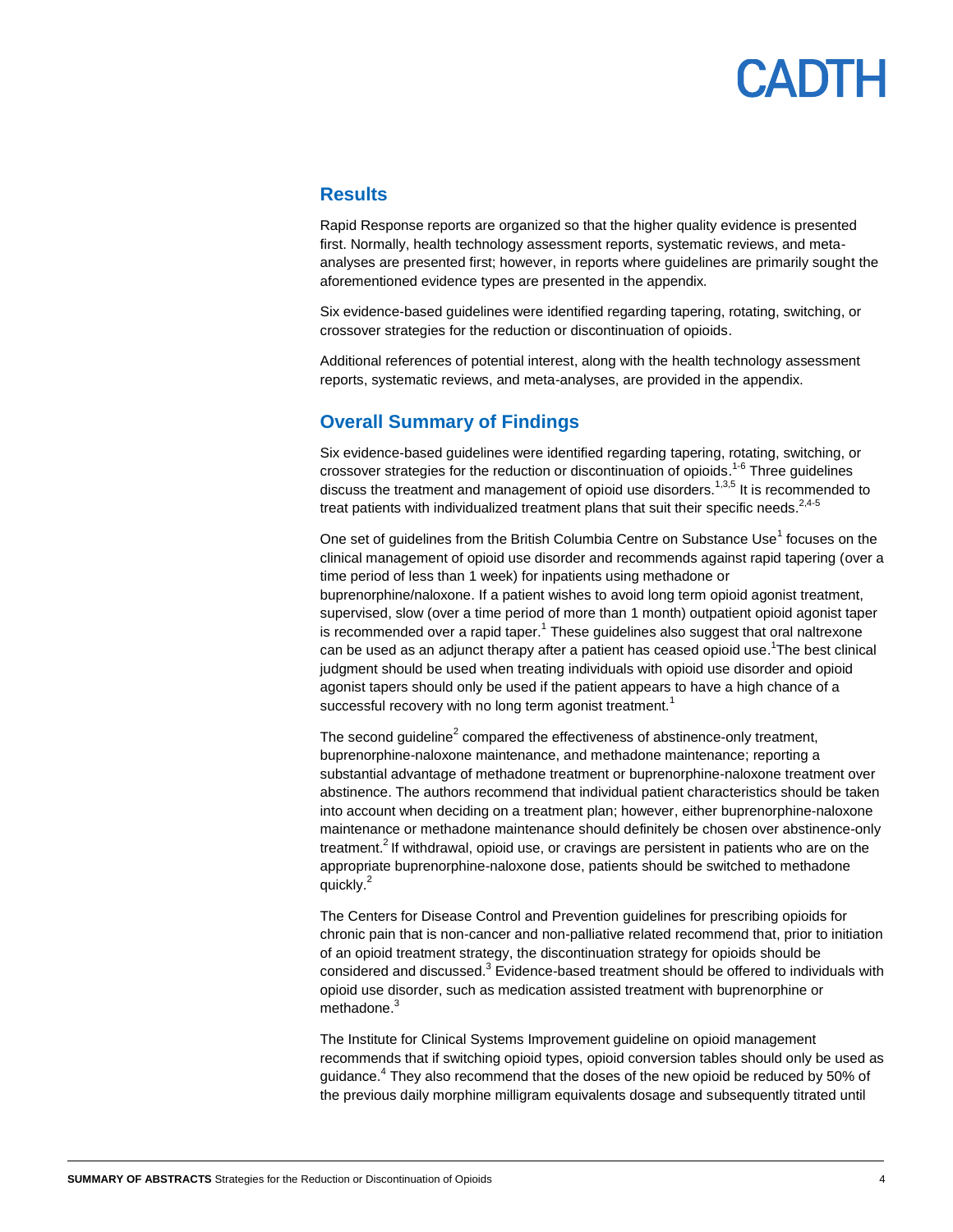## Results

Rapid Response reports are organized so that the higher quality evidence is presented first. Normally, health technology assessment reports, systematic reviews, and meta-analyses are presented first; however, in reports where guidelines are primarily sought the aforementioned evidence types are presented in the appendix.

Six evidence-based guidelines were identified regarding tapering, rotating, switching, or crossover strategies for the reduction or discontinuation of opioids.

Additional references of potential interest, along with the health technology assessment reports, systematic reviews, and meta-analyses, are provided in the appendix.

## Overall Summary of Findings

Six evidence-based guidelines were identified regarding tapering, rotating, switching, or crossover strategies for the reduction or discontinuation of opioids.[1-6] Three guidelines discuss the treatment and management of opioid use disorders.[1,3,5] It is recommended to treat patients with individualized treatment plans that suit their specific needs.[2,4-5]

One set of guidelines from the British Columbia Centre on Substance Use[1] focuses on the clinical management of opioid use disorder and recommends against rapid tapering (over a time period of less than 1 week) for inpatients using methadone or buprenorphine/naloxone. If a patient wishes to avoid long term opioid agonist treatment, supervised, slow (over a time period of more than 1 month) outpatient opioid agonist taper is recommended over a rapid taper.[1] These guidelines also suggest that oral naltrexone can be used as an adjunct therapy after a patient has ceased opioid use.[1]The best clinical judgment should be used when treating individuals with opioid use disorder and opioid agonist tapers should only be used if the patient appears to have a high chance of a successful recovery with no long term agonist treatment.[1]

The second guideline[2] compared the effectiveness of abstinence-only treatment, buprenorphine-naloxone maintenance, and methadone maintenance; reporting a substantial advantage of methadone treatment or buprenorphine-naloxone treatment over abstinence. The authors recommend that individual patient characteristics should be taken into account when deciding on a treatment plan; however, either buprenorphine-naloxone maintenance or methadone maintenance should definitely be chosen over abstinence-only treatment.[2] If withdrawal, opioid use, or cravings are persistent in patients who are on the appropriate buprenorphine-naloxone dose, patients should be switched to methadone quickly.[2]

The Centers for Disease Control and Prevention guidelines for prescribing opioids for chronic pain that is non-cancer and non-palliative related recommend that, prior to initiation of an opioid treatment strategy, the discontinuation strategy for opioids should be considered and discussed.[3] Evidence-based treatment should be offered to individuals with opioid use disorder, such as medication assisted treatment with buprenorphine or methadone.[3]

The Institute for Clinical Systems Improvement guideline on opioid management recommends that if switching opioid types, opioid conversion tables should only be used as guidance.[4] They also recommend that the doses of the new opioid be reduced by 50% of the previous daily morphine milligram equivalents dosage and subsequently titrated until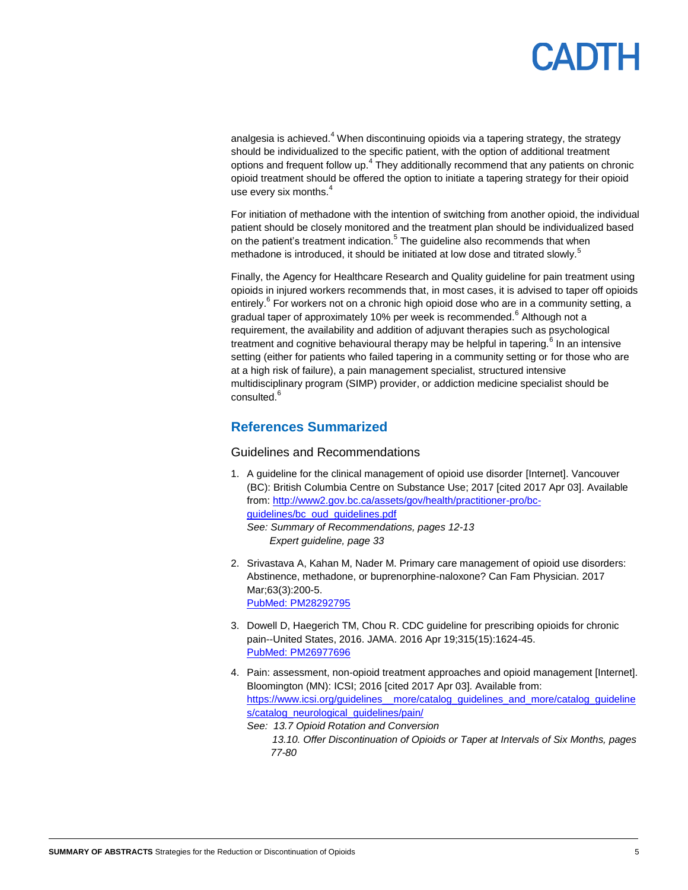analgesia is achieved.[4] When discontinuing opioids via a tapering strategy, the strategy should be individualized to the specific patient, with the option of additional treatment options and frequent follow up.[4] They additionally recommend that any patients on chronic opioid treatment should be offered the option to initiate a tapering strategy for their opioid use every six months.[4]

For initiation of methadone with the intention of switching from another opioid, the individual patient should be closely monitored and the treatment plan should be individualized based on the patient's treatment indication.[5] The guideline also recommends that when methadone is introduced, it should be initiated at low dose and titrated slowly.[5]

Finally, the Agency for Healthcare Research and Quality guideline for pain treatment using opioids in injured workers recommends that, in most cases, it is advised to taper off opioids entirely.[6] For workers not on a chronic high opioid dose who are in a community setting, a gradual taper of approximately 10% per week is recommended.[6] Although not a requirement, the availability and addition of adjuvant therapies such as psychological treatment and cognitive behavioural therapy may be helpful in tapering.[6] In an intensive setting (either for patients who failed tapering in a community setting or for those who are at a high risk of failure), a pain management specialist, structured intensive multidisciplinary program (SIMP) provider, or addiction medicine specialist should be consulted.[6]

## References Summarized

### Guidelines and Recommendations

1. A guideline for the clinical management of opioid use disorder [Internet]. Vancouver (BC): British Columbia Centre on Substance Use; 2017 [cited 2017 Apr 03]. Available from: http://www2.gov.bc.ca/assets/gov/health/practitioner-pro/bc-guidelines/bc_oud_guidelines.pdf
   *See: Summary of Recommendations, pages 12-13*
   *Expert guideline, page 33*

2. Srivastava A, Kahan M, Nader M. Primary care management of opioid use disorders: Abstinence, methadone, or buprenorphine-naloxone? Can Fam Physician. 2017 Mar;63(3):200-5.
   PubMed: PM28292795

3. Dowell D, Haegerich TM, Chou R. CDC guideline for prescribing opioids for chronic pain--United States, 2016. JAMA. 2016 Apr 19;315(15):1624-45.
   PubMed: PM26977696

4. Pain: assessment, non-opioid treatment approaches and opioid management [Internet]. Bloomington (MN): ICSI; 2016 [cited 2017 Apr 03]. Available from: https://www.icsi.org/guidelines__more/catalog_guidelines_and_more/catalog_guidelines/catalog_neurological_guidelines/pain/
   *See: 13.7 Opioid Rotation and Conversion*
   *13.10. Offer Discontinuation of Opioids or Taper at Intervals of Six Months, pages 77-80*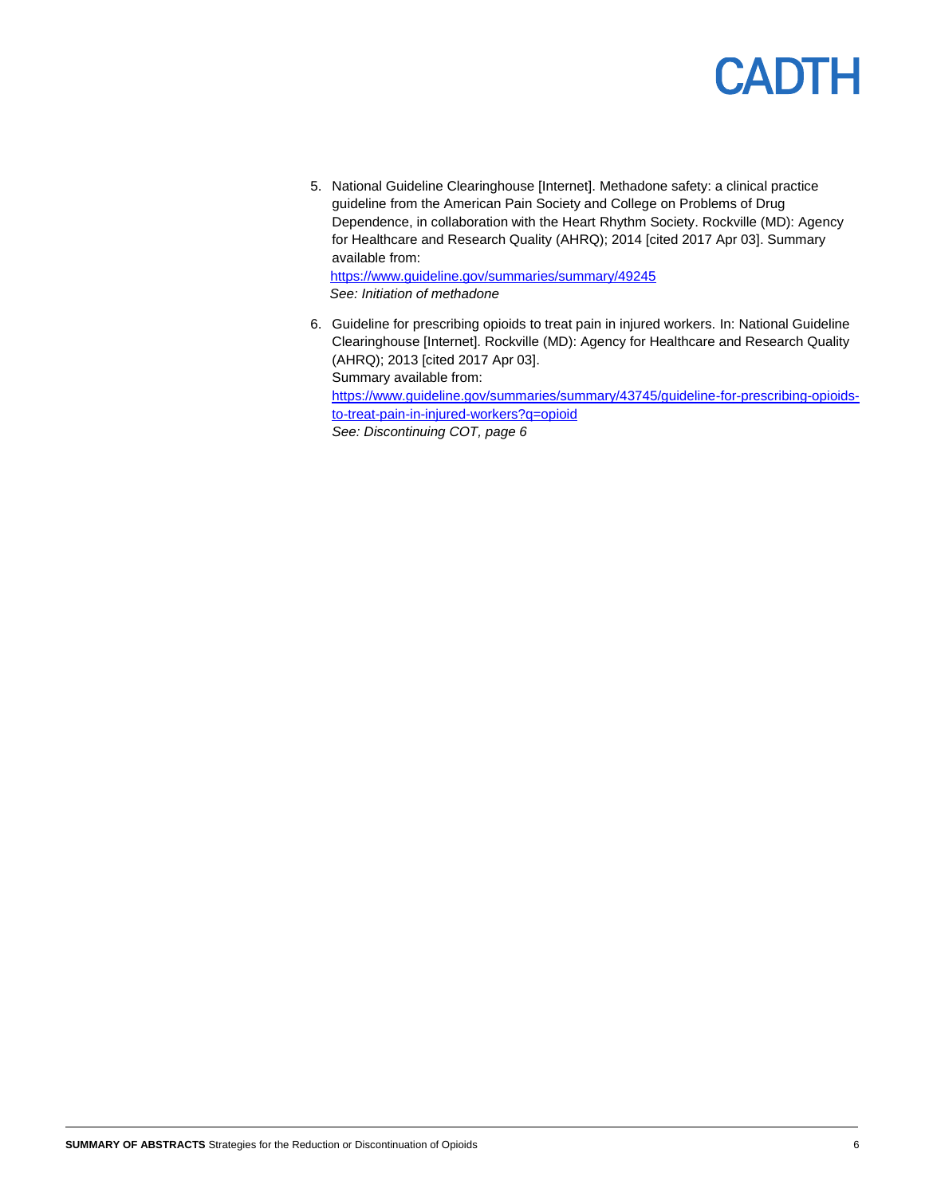5. National Guideline Clearinghouse [Internet]. Methadone safety: a clinical practice guideline from the American Pain Society and College on Problems of Drug Dependence, in collaboration with the Heart Rhythm Society. Rockville (MD): Agency for Healthcare and Research Quality (AHRQ); 2014 [cited 2017 Apr 03]. Summary available from:
   https://www.guideline.gov/summaries/summary/49245
   *See: Initiation of methadone*

6. Guideline for prescribing opioids to treat pain in injured workers. In: National Guideline Clearinghouse [Internet]. Rockville (MD): Agency for Healthcare and Research Quality (AHRQ); 2013 [cited 2017 Apr 03].
   Summary available from:
   https://www.guideline.gov/summaries/summary/43745/guideline-for-prescribing-opioids-to-treat-pain-in-injured-workers?q=opioid
   *See: Discontinuing COT, page 6*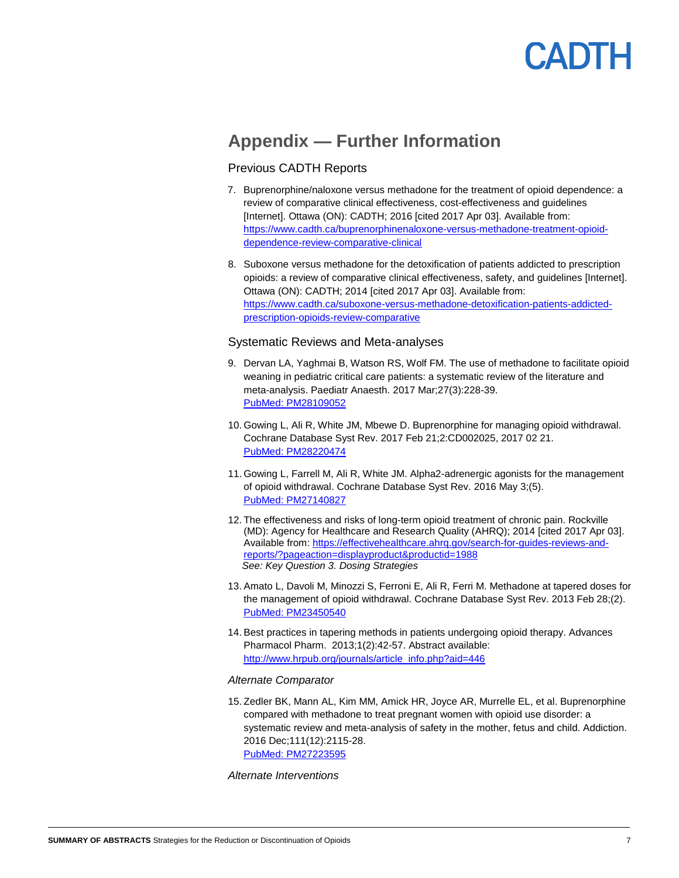## Appendix — Further Information

### Previous CADTH Reports

7. Buprenorphine/naloxone versus methadone for the treatment of opioid dependence: a review of comparative clinical effectiveness, cost-effectiveness and guidelines [Internet]. Ottawa (ON): CADTH; 2016 [cited 2017 Apr 03]. Available from: https://www.cadth.ca/buprenorphinenaloxone-versus-methadone-treatment-opioid-dependence-review-comparative-clinical

8. Suboxone versus methadone for the detoxification of patients addicted to prescription opioids: a review of comparative clinical effectiveness, safety, and guidelines [Internet]. Ottawa (ON): CADTH; 2014 [cited 2017 Apr 03]. Available from: https://www.cadth.ca/suboxone-versus-methadone-detoxification-patients-addicted-prescription-opioids-review-comparative

### Systematic Reviews and Meta-analyses

9. Dervan LA, Yaghmai B, Watson RS, Wolf FM. The use of methadone to facilitate opioid weaning in pediatric critical care patients: a systematic review of the literature and meta-analysis. Paediatr Anaesth. 2017 Mar;27(3):228-39. PubMed: PM28109052

10. Gowing L, Ali R, White JM, Mbewe D. Buprenorphine for managing opioid withdrawal. Cochrane Database Syst Rev. 2017 Feb 21;2:CD002025, 2017 02 21. PubMed: PM28220474

11. Gowing L, Farrell M, Ali R, White JM. Alpha2-adrenergic agonists for the management of opioid withdrawal. Cochrane Database Syst Rev. 2016 May 3;(5). PubMed: PM27140827

12. The effectiveness and risks of long-term opioid treatment of chronic pain. Rockville (MD): Agency for Healthcare and Research Quality (AHRQ); 2014 [cited 2017 Apr 03]. Available from: https://effectivehealthcare.ahrq.gov/search-for-guides-reviews-and-reports/?pageaction=displayproduct&productid=1988
*See: Key Question 3. Dosing Strategies*

13. Amato L, Davoli M, Minozzi S, Ferroni E, Ali R, Ferri M. Methadone at tapered doses for the management of opioid withdrawal. Cochrane Database Syst Rev. 2013 Feb 28;(2). PubMed: PM23450540

14. Best practices in tapering methods in patients undergoing opioid therapy. Advances Pharmacol Pharm. 2013;1(2):42-57. Abstract available: http://www.hrpub.org/journals/article_info.php?aid=446

*Alternate Comparator*

15. Zedler BK, Mann AL, Kim MM, Amick HR, Joyce AR, Murrelle EL, et al. Buprenorphine compared with methadone to treat pregnant women with opioid use disorder: a systematic review and meta-analysis of safety in the mother, fetus and child. Addiction. 2016 Dec;111(12):2115-28. PubMed: PM27223595

*Alternate Interventions*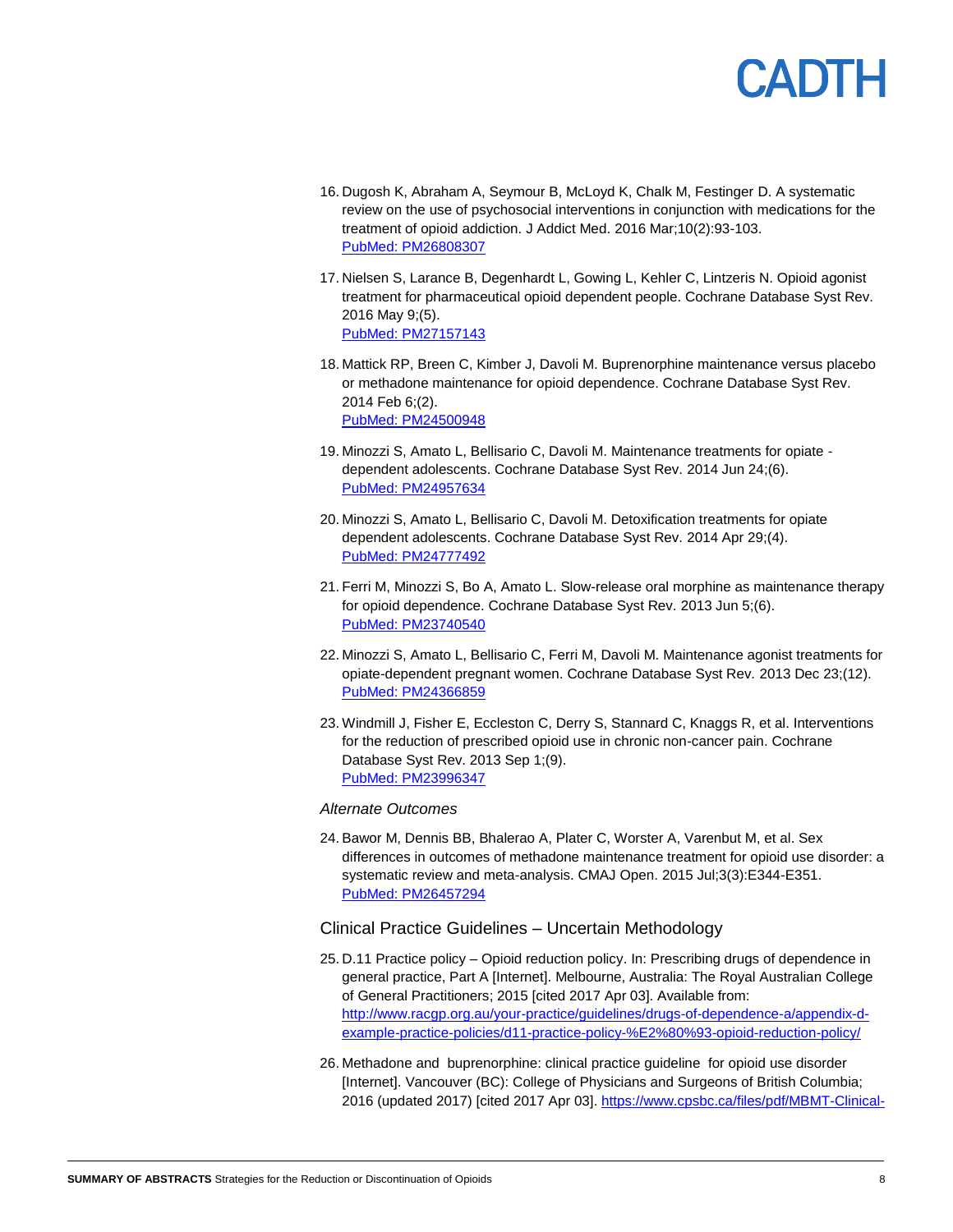16. Dugosh K, Abraham A, Seymour B, McLoyd K, Chalk M, Festinger D. A systematic review on the use of psychosocial interventions in conjunction with medications for the treatment of opioid addiction. J Addict Med. 2016 Mar;10(2):93-103.
[PubMed: PM26808307](PubMed: PM26808307)

17. Nielsen S, Larance B, Degenhardt L, Gowing L, Kehler C, Lintzeris N. Opioid agonist treatment for pharmaceutical opioid dependent people. Cochrane Database Syst Rev. 2016 May 9;(5).
[PubMed: PM27157143](PubMed: PM27157143)

18. Mattick RP, Breen C, Kimber J, Davoli M. Buprenorphine maintenance versus placebo or methadone maintenance for opioid dependence. Cochrane Database Syst Rev. 2014 Feb 6;(2).
[PubMed: PM24500948](PubMed: PM24500948)

19. Minozzi S, Amato L, Bellisario C, Davoli M. Maintenance treatments for opiate - dependent adolescents. Cochrane Database Syst Rev. 2014 Jun 24;(6).
[PubMed: PM24957634](PubMed: PM24957634)

20. Minozzi S, Amato L, Bellisario C, Davoli M. Detoxification treatments for opiate dependent adolescents. Cochrane Database Syst Rev. 2014 Apr 29;(4).
[PubMed: PM24777492](PubMed: PM24777492)

21. Ferri M, Minozzi S, Bo A, Amato L. Slow-release oral morphine as maintenance therapy for opioid dependence. Cochrane Database Syst Rev. 2013 Jun 5;(6).
[PubMed: PM23740540](PubMed: PM23740540)

22. Minozzi S, Amato L, Bellisario C, Ferri M, Davoli M. Maintenance agonist treatments for opiate-dependent pregnant women. Cochrane Database Syst Rev. 2013 Dec 23;(12).
[PubMed: PM24366859](PubMed: PM24366859)

23. Windmill J, Fisher E, Eccleston C, Derry S, Stannard C, Knaggs R, et al. Interventions for the reduction of prescribed opioid use in chronic non-cancer pain. Cochrane Database Syst Rev. 2013 Sep 1;(9).
[PubMed: PM23996347](PubMed: PM23996347)

*Alternate Outcomes*

24. Bawor M, Dennis BB, Bhalerao A, Plater C, Worster A, Varenbut M, et al. Sex differences in outcomes of methadone maintenance treatment for opioid use disorder: a systematic review and meta-analysis. CMAJ Open. 2015 Jul;3(3):E344-E351.
[PubMed: PM26457294](PubMed: PM26457294)

## Clinical Practice Guidelines – Uncertain Methodology

25. D.11 Practice policy – Opioid reduction policy. In: Prescribing drugs of dependence in general practice, Part A [Internet]. Melbourne, Australia: The Royal Australian College of General Practitioners; 2015 [cited 2017 Apr 03]. Available from: [http://www.racgp.org.au/your-practice/guidelines/drugs-of-dependence-a/appendix-d-example-practice-policies/d11-practice-policy-%E2%80%93-opioid-reduction-policy/](http://www.racgp.org.au/your-practice/guidelines/drugs-of-dependence-a/appendix-d-example-practice-policies/d11-practice-policy-%E2%80%93-opioid-reduction-policy/)

26. Methadone and buprenorphine: clinical practice guideline for opioid use disorder [Internet]. Vancouver (BC): College of Physicians and Surgeons of British Columbia; 2016 (updated 2017) [cited 2017 Apr 03]. https://www.cpsbc.ca/files/pdf/MBMT-Clinical-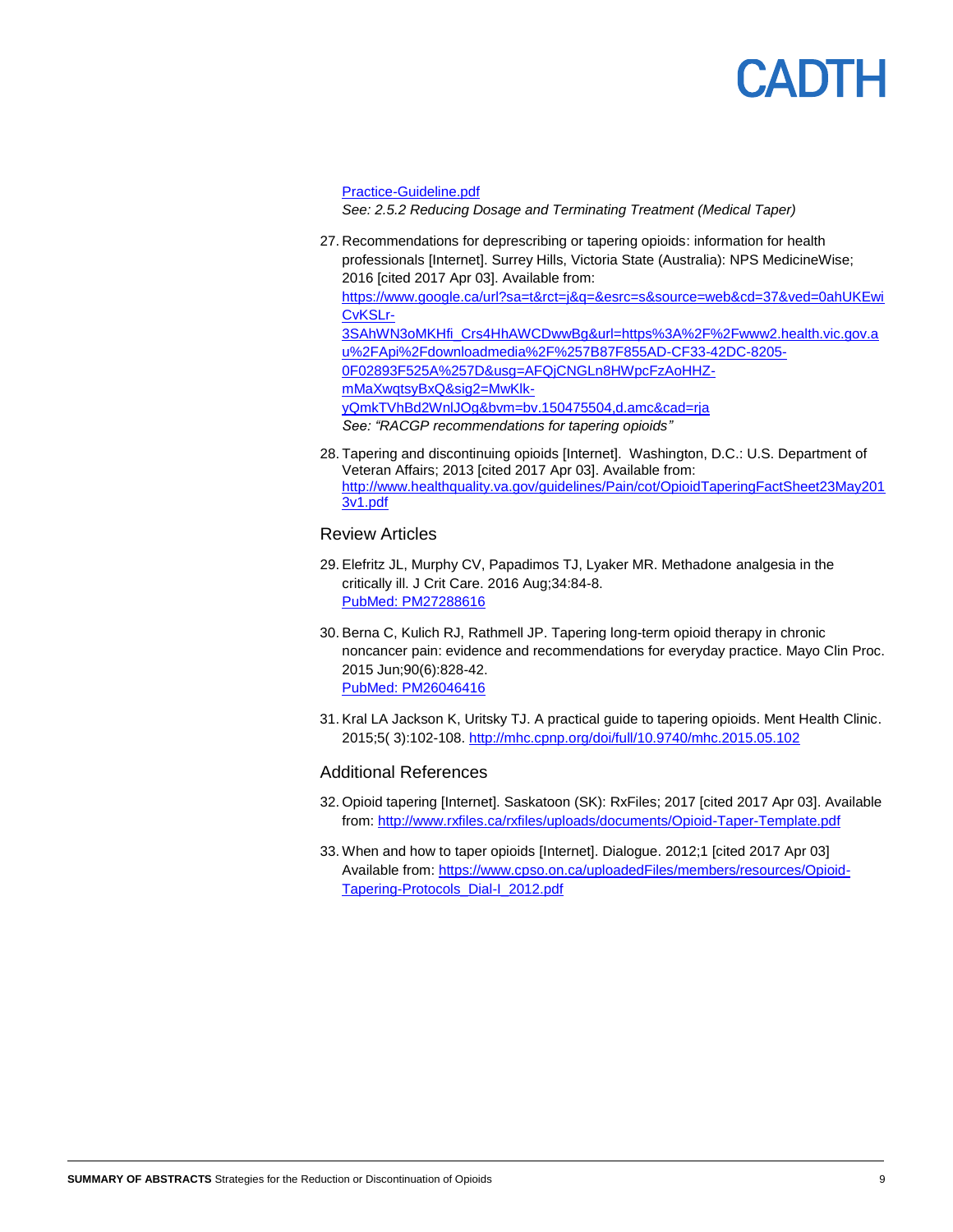Practice-Guideline.pdf
*See: 2.5.2 Reducing Dosage and Terminating Treatment (Medical Taper)*

27. Recommendations for deprescribing or tapering opioids: information for health professionals [Internet]. Surrey Hills, Victoria State (Australia): NPS MedicineWise; 2016 [cited 2017 Apr 03]. Available from: https://www.google.ca/url?sa=t&rct=j&q=&esrc=s&source=web&cd=37&ved=0ahUKEwiCvKSLr-3SAhWN3oMKHfi_Crs4HhAWCDwwBg&url=https%3A%2F%2Fwww2.health.vic.gov.au%2FApi%2Fdownloadmedia%2F%257B87F855AD-CF33-42DC-8205-0F02893F525A%257D&usg=AFQjCNGLn8HWpcFzAoHHZ-mMaXwqtsyBxQ&sig2=MwKlk-yQmkTVhBd2WnlJOg&bvm=bv.150475504,d.amc&cad=rja
*See: "RACGP recommendations for tapering opioids"*

28. Tapering and discontinuing opioids [Internet]. Washington, D.C.: U.S. Department of Veteran Affairs; 2013 [cited 2017 Apr 03]. Available from: http://www.healthquality.va.gov/guidelines/Pain/cot/OpioidTaperingFactSheet23May2013v1.pdf

## Review Articles

29. Elefritz JL, Murphy CV, Papadimos TJ, Lyaker MR. Methadone analgesia in the critically ill. J Crit Care. 2016 Aug;34:84-8.
PubMed: PM27288616

30. Berna C, Kulich RJ, Rathmell JP. Tapering long-term opioid therapy in chronic noncancer pain: evidence and recommendations for everyday practice. Mayo Clin Proc. 2015 Jun;90(6):828-42.
PubMed: PM26046416

31. Kral LA Jackson K, Uritsky TJ. A practical guide to tapering opioids. Ment Health Clinic. 2015;5( 3):102-108. http://mhc.cpnp.org/doi/full/10.9740/mhc.2015.05.102

## Additional References

32. Opioid tapering [Internet]. Saskatoon (SK): RxFiles; 2017 [cited 2017 Apr 03]. Available from: http://www.rxfiles.ca/rxfiles/uploads/documents/Opioid-Taper-Template.pdf

33. When and how to taper opioids [Internet]. Dialogue. 2012;1 [cited 2017 Apr 03] Available from: https://www.cpso.on.ca/uploadedFiles/members/resources/Opioid-Tapering-Protocols_Dial-I_2012.pdf